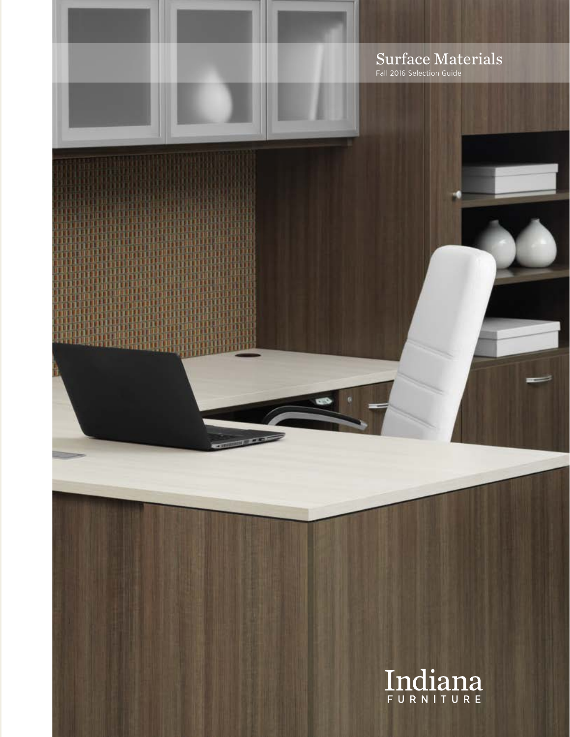# Surface Materials

Fall 2016 Selection Guide

Indiana
FURNITURE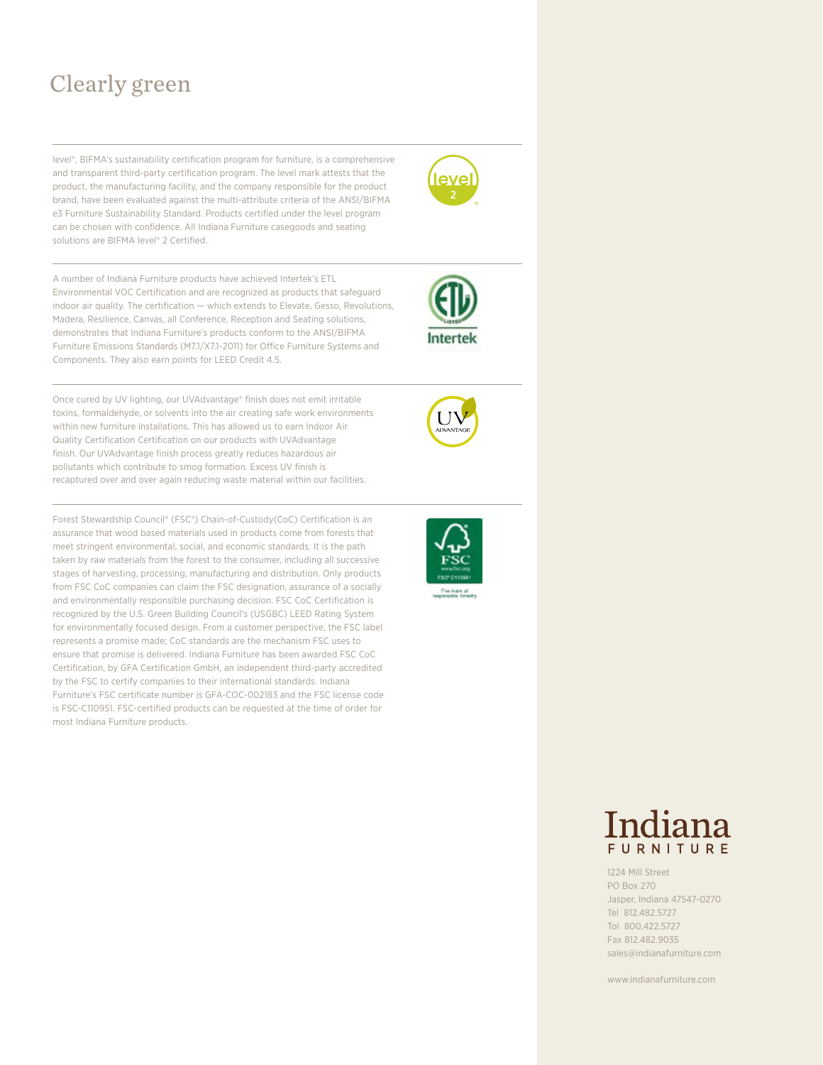# Clearly green

level®, BIFMA's sustainability certification program for furniture, is a comprehensive and transparent third-party certification program. The level mark attests that the product, the manufacturing facility, and the company responsible for the product brand, have been evaluated against the multi-attribute criteria of the ANSI/BIFMA e3 Furniture Sustainability Standard. Products certified under the level program can be chosen with confidence. All Indiana Furniture casegoods and seating solutions are BIFMA level® 2 Certified.

A number of Indiana Furniture products have achieved Intertek's ETL Environmental VOC Certification and are recognized as products that safeguard indoor air quality. The certification — which extends to Elevate, Gesso, Revolutions, Madera, Resilience, Canvas, all Conference, Reception and Seating solutions, demonstrates that Indiana Furniture's products conform to the ANSI/BIFMA Furniture Emissions Standards (M7.1/X7.1-2011) for Office Furniture Systems and Components. They also earn points for LEED Credit 4.5.

Once cured by UV lighting, our UVAdvantage® finish does not emit irritable toxins, formaldehyde, or solvents into the air creating safe work environments within new furniture installations. This has allowed us to earn Indoor Air Quality Certification Certification on our products with UVAdvantage finish. Our UVAdvantage finish process greatly reduces hazardous air pollutants which contribute to smog formation. Excess UV finish is recaptured over and over again reducing waste material within our facilities.

Forest Stewardship Council® (FSC®) Chain-of-Custody(CoC) Certification is an assurance that wood based materials used in products come from forests that meet stringent environmental, social, and economic standards. It is the path taken by raw materials from the forest to the consumer, including all successive stages of harvesting, processing, manufacturing and distribution. Only products from FSC CoC companies can claim the FSC designation, assurance of a socially and environmentally responsible purchasing decision. FSC CoC Certification is recognized by the U.S. Green Building Council's (USGBC) LEED Rating System for environmentally focused design. From a customer perspective, the FSC label represents a promise made; CoC standards are the mechanism FSC uses to ensure that promise is delivered. Indiana Furniture has been awarded FSC CoC Certification, by GFA Certification GmbH, an independent third-party accredited by the FSC to certify companies to their international standards. Indiana Furniture's FSC certificate number is GFA-COC-002183 and the FSC license code is FSC-C110951. FSC-certified products can be requested at the time of order for most Indiana Furniture products.

Indiana FURNITURE

1224 Mill Street
PO Box 270
Jasper, Indiana 47547-0270
Tel 812.482.5727
Tol 800.422.5727
Fax 812.482.9035
sales@indianafurniture.com

www.indianafurniture.com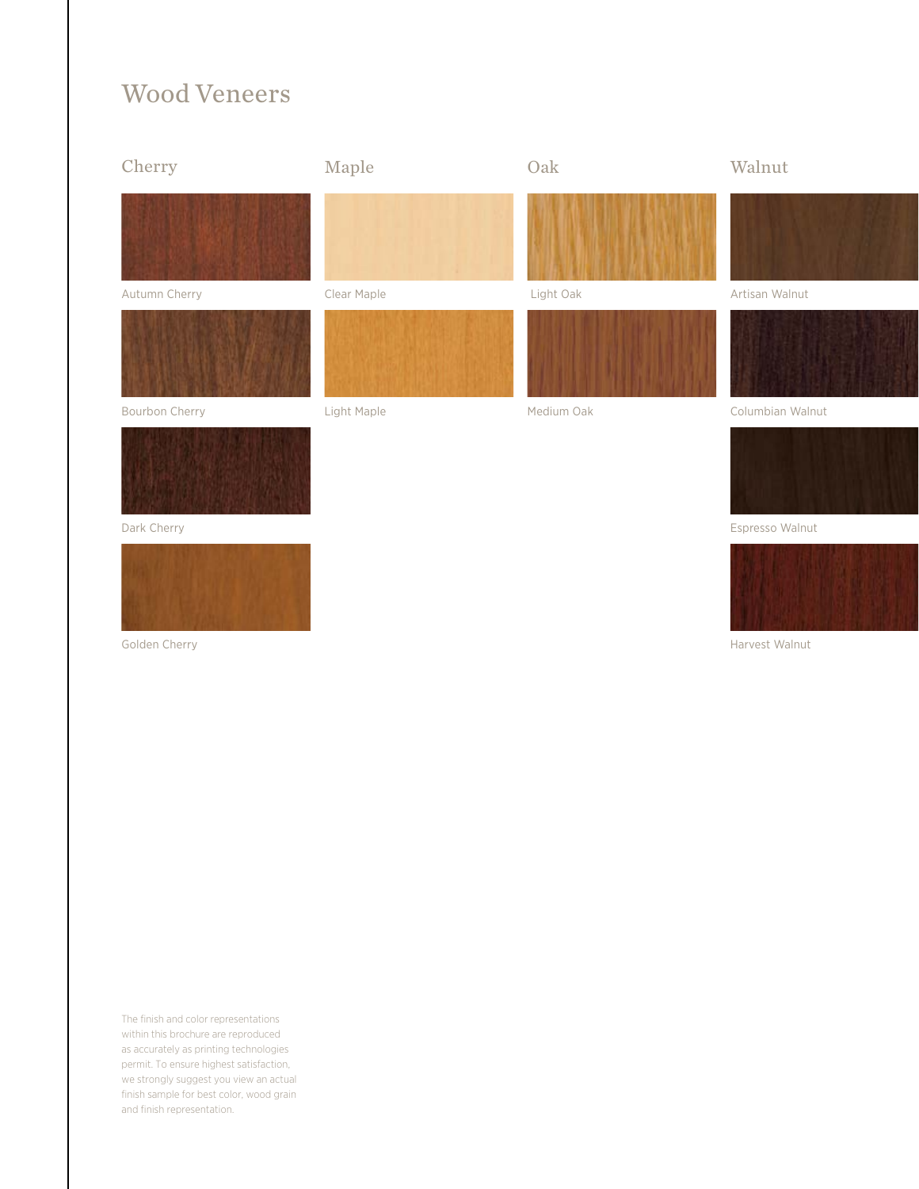# Wood Veneers

## Cherry

Autumn Cherry

Bourbon Cherry

Dark Cherry

Golden Cherry

## Maple

Clear Maple

Light Maple

## Oak

Light Oak

Medium Oak

## Walnut

Artisan Walnut

Columbian Walnut

Espresso Walnut

Harvest Walnut

The finish and color representations within this brochure are reproduced as accurately as printing technologies permit. To ensure highest satisfaction, we strongly suggest you view an actual finish sample for best color, wood grain and finish representation.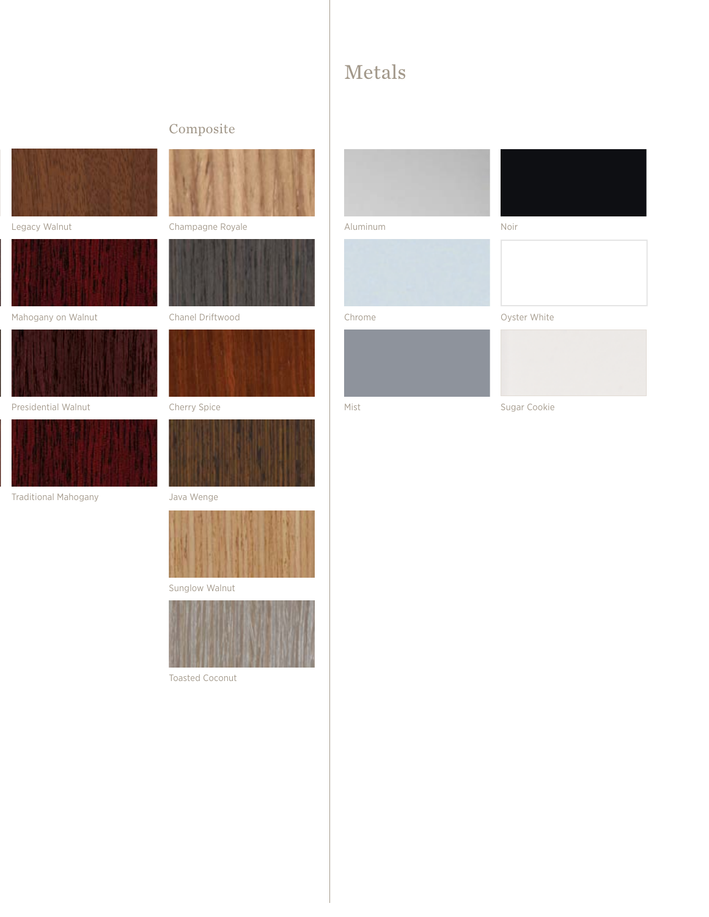Legacy Walnut

Mahogany on Walnut

Presidential Walnut

Traditional Mahogany

## Composite

Champagne Royale

Chanel Driftwood

Cherry Spice

Java Wenge

Sunglow Walnut

Toasted Coconut

# Metals

Aluminum

Noir

Chrome

Oyster White

Mist

Sugar Cookie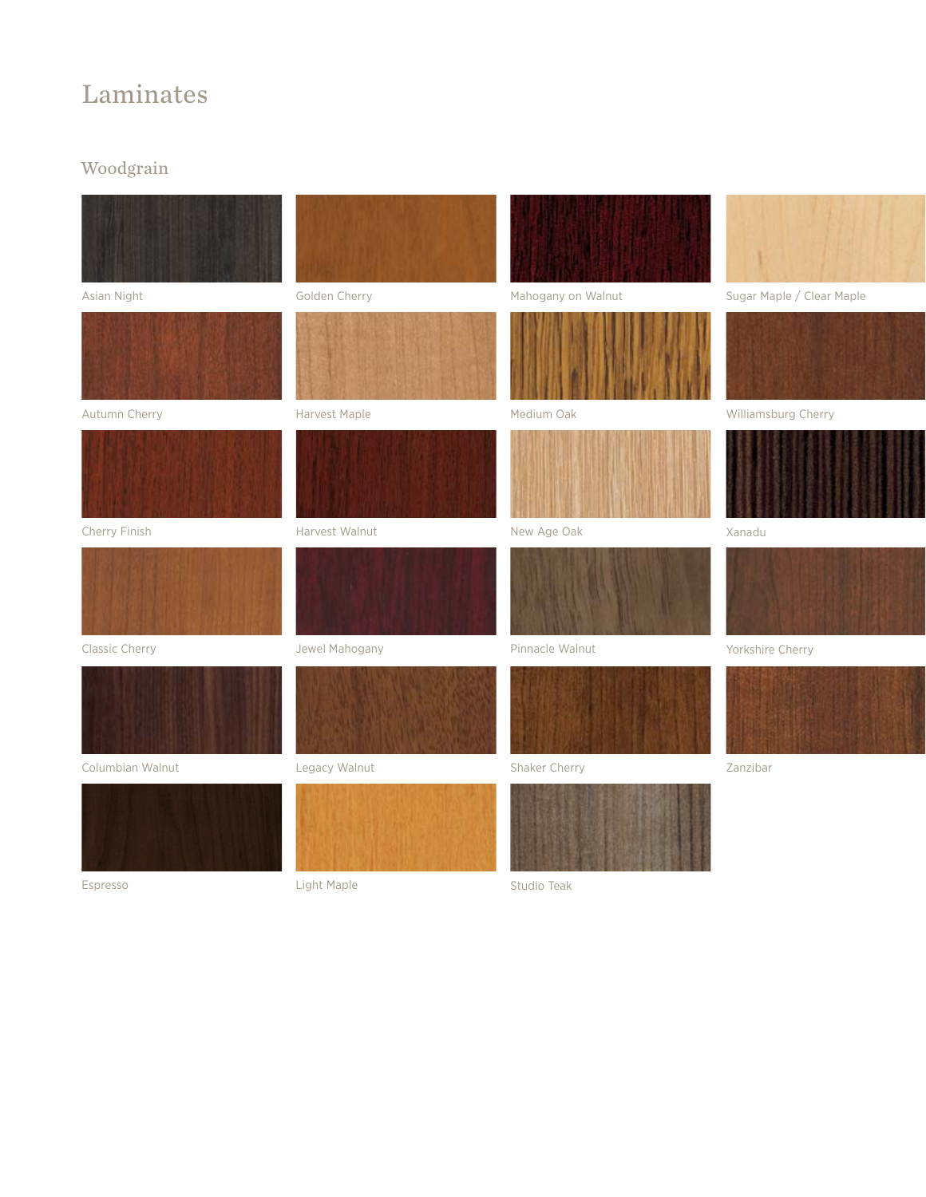# Laminates

## Woodgrain

Asian Night

Golden Cherry

Mahogany on Walnut

Sugar Maple / Clear Maple

Autumn Cherry

Harvest Maple

Medium Oak

Williamsburg Cherry

Cherry Finish

Harvest Walnut

New Age Oak

Xanadu

Classic Cherry

Jewel Mahogany

Pinnacle Walnut

Yorkshire Cherry

Columbian Walnut

Legacy Walnut

Shaker Cherry

Zanzibar

Espresso

Light Maple

Studio Teak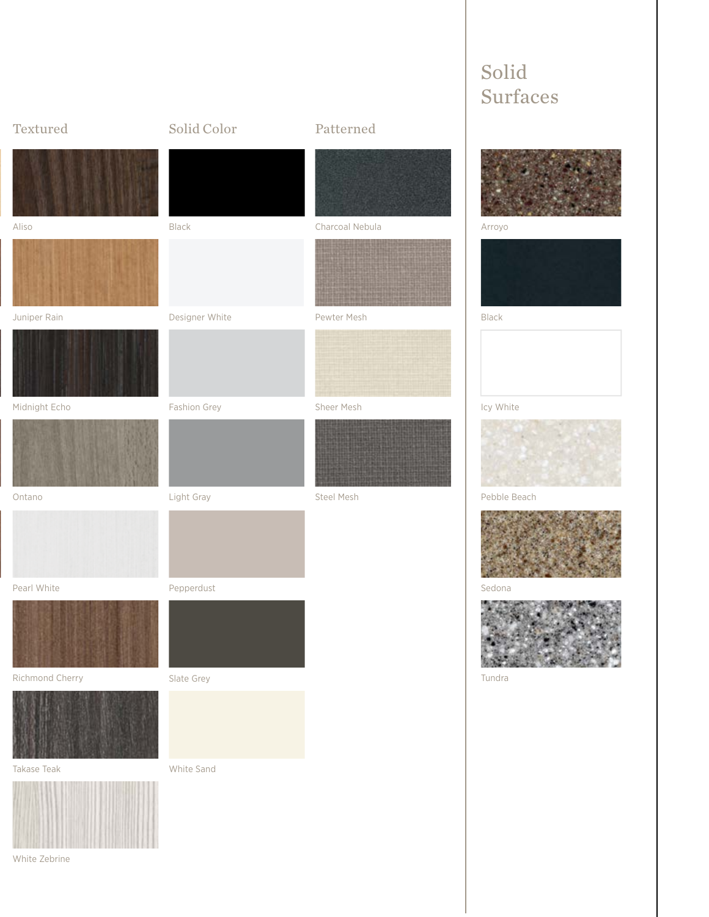## Solid Surfaces

### Textured

- Aliso
- Juniper Rain
- Midnight Echo
- Ontano
- Pearl White
- Richmond Cherry
- Takase Teak
- White Zebrine

### Solid Color

- Black
- Designer White
- Fashion Grey
- Light Gray
- Pepperdust
- Slate Grey
- White Sand

### Patterned

- Charcoal Nebula
- Pewter Mesh
- Sheer Mesh
- Steel Mesh

### Solid Surfaces

- Arroyo
- Black
- Icy White
- Pebble Beach
- Sedona
- Tundra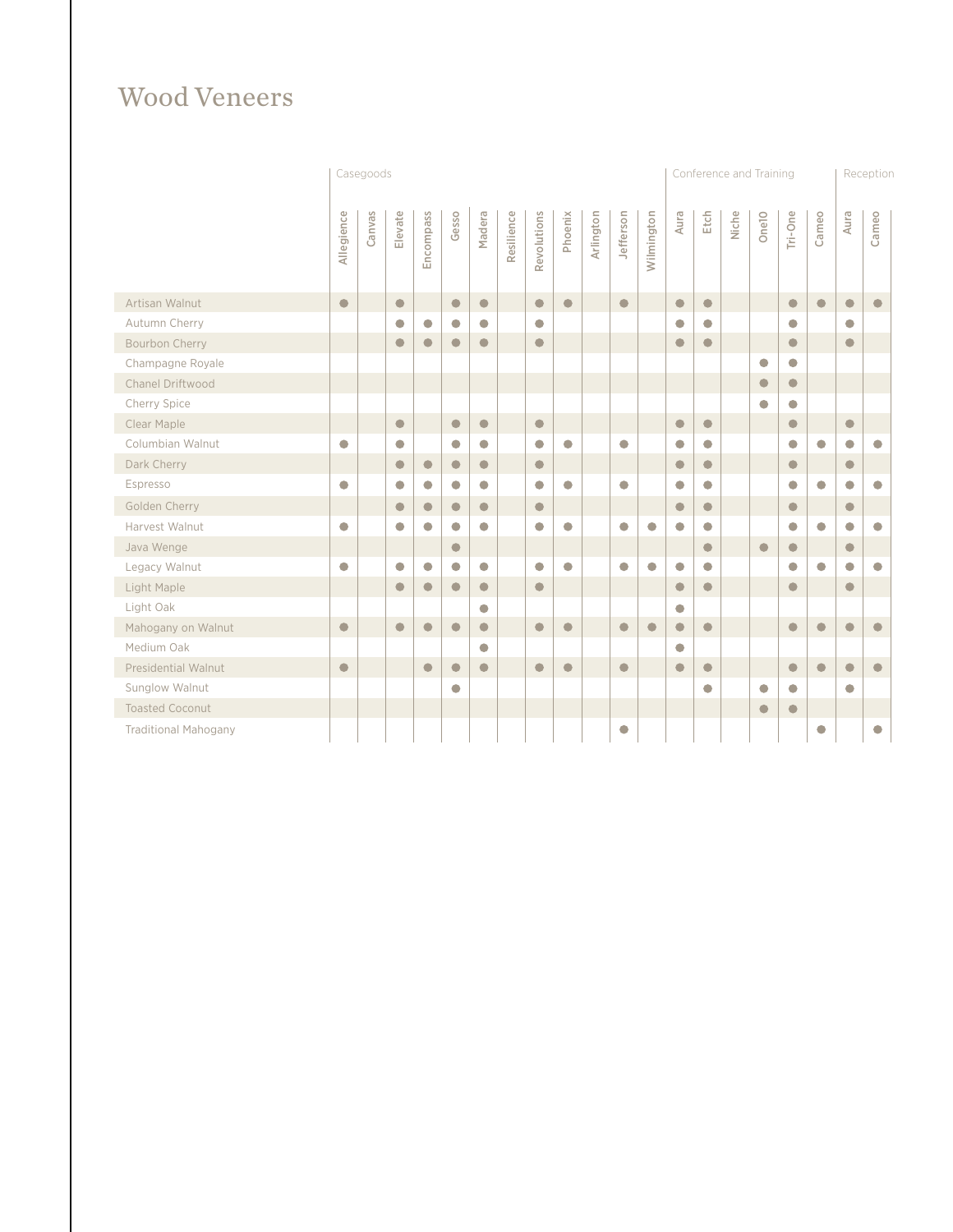# Wood Veneers

| | Casegoods | | | | | | | | | | | | Conference and Training | | | | | | Reception | |
|---|---|---|---|---|---|---|---|---|---|---|---|---|---|---|---|---|---|---|---|---|
| | Allegience | Canvas | Elevate | Encompass | Gesso | Madera | Resilience | Revolutions | Phoenix | Arlington | Jefferson | Wilmington | Aura | Etch | Niche | One10 | Tri-One | Cameo | Aura | Cameo |
| Artisan Walnut | ● | | ● | | ● | ● | | ● | ● | | ● | | ● | ● | | | ● | ● | ● | ● |
| Autumn Cherry | | | ● | ● | ● | ● | | ● | | | | | ● | ● | | | ● | | ● | |
| Bourbon Cherry | | | ● | ● | ● | ● | | ● | | | | | ● | ● | | | ● | | ● | |
| Champagne Royale | | | | | | | | | | | | | | | | ● | ● | | | |
| Chanel Driftwood | | | | | | | | | | | | | | | | ● | ● | | | |
| Cherry Spice | | | | | | | | | | | | | | | | ● | ● | | | |
| Clear Maple | | | ● | | ● | ● | | ● | | | | | ● | ● | | | ● | | ● | |
| Columbian Walnut | ● | | ● | | ● | ● | | ● | ● | | ● | | ● | ● | | | ● | ● | ● | ● |
| Dark Cherry | | | ● | ● | ● | ● | | ● | | | | | ● | ● | | | ● | | ● | |
| Espresso | ● | | ● | ● | ● | ● | | ● | ● | | ● | | ● | ● | | | ● | ● | ● | ● |
| Golden Cherry | | | ● | ● | ● | ● | | ● | | | | | ● | ● | | | ● | | ● | |
| Harvest Walnut | ● | | ● | ● | ● | ● | | ● | ● | | ● | ● | ● | ● | | | ● | ● | ● | ● |
| Java Wenge | | | | | ● | | | | | | | | | ● | | ● | ● | | ● | |
| Legacy Walnut | ● | | ● | ● | ● | ● | | ● | ● | | ● | ● | ● | ● | | | ● | ● | ● | ● |
| Light Maple | | | ● | ● | ● | ● | | ● | | | | | ● | ● | | | ● | | ● | |
| Light Oak | | | | | | ● | | | | | | | ● | | | | | | | |
| Mahogany on Walnut | ● | | ● | ● | ● | ● | | ● | ● | | ● | ● | ● | ● | | | ● | ● | ● | ● |
| Medium Oak | | | | | | ● | | | | | | | ● | | | | | | | |
| Presidential Walnut | ● | | | ● | ● | ● | | ● | ● | | ● | | ● | ● | | | ● | ● | ● | ● |
| Sunglow Walnut | | | | | ● | | | | | | | | | ● | | ● | ● | | ● | |
| Toasted Coconut | | | | | | | | | | | | | | | | ● | ● | | | |
| Traditional Mahogany | | | | | | | | | | | ● | | | | | | | ● | | ● |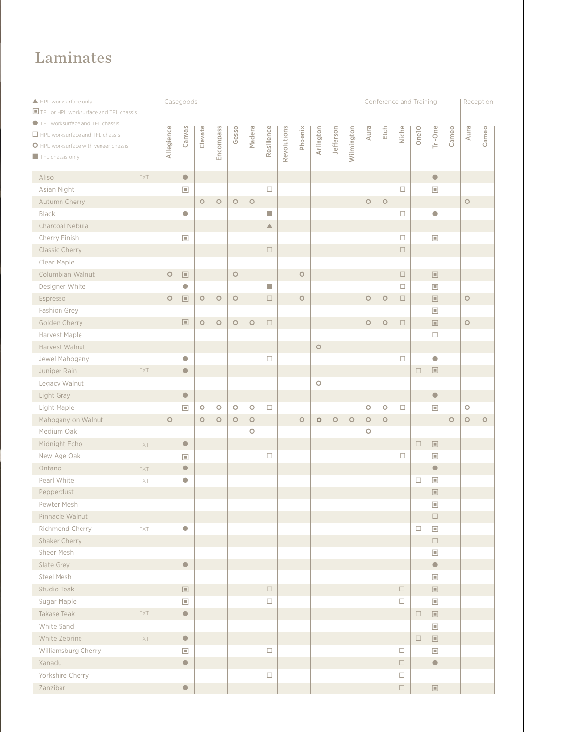# Laminates

- ▲ HPL worksurface only
- ▣ TFL or HPL worksurface and TFL chassis
- ● TFL worksurface and TFL chassis
- □ HPL worksurface and TFL chassis
- ○ HPL worksurface with veneer chassis
- ■ TFL chassis only

| | | Casegoods | | | | | | | | | | | | Conference and Training | | | | | | Reception | |
|---|---|---|---|---|---|---|---|---|---|---|---|---|---|---|---|---|---|---|---|---|---|
| | | Allegience | Canvas | Elevate | Encompass | Gesso | Madera | Resilience | Revolutions | Phoenix | Arlington | Jefferson | Wilmington | Aura | Etch | Niche | One10 | Tri-One | Cameo | Aura | Cameo |
| Aliso | TXT | | ● | | | | | | | | | | | | | | | ● | | | |
| Asian Night | | | ▣ | | | | | □ | | | | | | | | □ | | ▣ | | | |
| Autumn Cherry | | | | ○ | ○ | ○ | ○ | | | | | | | ○ | ○ | | | | | ○ | |
| Black | | | ● | | | | | ■ | | | | | | | | □ | | ● | | | |
| Charcoal Nebula | | | | | | | | ▲ | | | | | | | | | | | | | |
| Cherry Finish | | | ▣ | | | | | | | | | | | | | □ | | ▣ | | | |
| Classic Cherry | | | | | | | | □ | | | | | | | | □ | | | | | |
| Clear Maple | | | | | | | | | | | | | | | | | | | | | |
| Columbian Walnut | | ○ | ▣ | | | ○ | | | | ○ | | | | | | □ | | ▣ | | | |
| Designer White | | | ● | | | | | ■ | | | | | | | | □ | | ▣ | | | |
| Espresso | | ○ | ▣ | ○ | ○ | ○ | | □ | | ○ | | | | ○ | ○ | □ | | ▣ | | ○ | |
| Fashion Grey | | | | | | | | | | | | | | | | | | ▣ | | | |
| Golden Cherry | | | ▣ | ○ | ○ | ○ | ○ | □ | | | | | | ○ | ○ | □ | | ▣ | | ○ | |
| Harvest Maple | | | | | | | | | | | | | | | | | | □ | | | |
| Harvest Walnut | | | | | | | | | | | ○ | | | | | | | | | | |
| Jewel Mahogany | | | ● | | | | | □ | | | | | | | | □ | | ● | | | |
| Juniper Rain | TXT | | ● | | | | | | | | | | | | | | □ | ▣ | | | |
| Legacy Walnut | | | | | | | | | | | ○ | | | | | | | | | | |
| Light Gray | | | ● | | | | | | | | | | | | | | | ● | | | |
| Light Maple | | | ▣ | ○ | ○ | ○ | ○ | □ | | | | | | ○ | ○ | □ | | ▣ | | ○ | |
| Mahogany on Walnut | | ○ | | ○ | ○ | ○ | ○ | | | ○ | ○ | ○ | ○ | ○ | ○ | | | | ○ | ○ | ○ |
| Medium Oak | | | | | | | ○ | | | | | | | ○ | | | | | | | |
| Midnight Echo | TXT | | ● | | | | | | | | | | | | | | □ | ▣ | | | |
| New Age Oak | | | ▣ | | | | | □ | | | | | | | | □ | | ▣ | | | |
| Ontano | TXT | | ● | | | | | | | | | | | | | | | ● | | | |
| Pearl White | TXT | | ● | | | | | | | | | | | | | | □ | ▣ | | | |
| Pepperdust | | | | | | | | | | | | | | | | | | ▣ | | | |
| Pewter Mesh | | | | | | | | | | | | | | | | | | ▣ | | | |
| Pinnacle Walnut | | | | | | | | | | | | | | | | | | □ | | | |
| Richmond Cherry | TXT | | ● | | | | | | | | | | | | | | □ | ▣ | | | |
| Shaker Cherry | | | | | | | | | | | | | | | | | | □ | | | |
| Sheer Mesh | | | | | | | | | | | | | | | | | | ▣ | | | |
| Slate Grey | | | ● | | | | | | | | | | | | | | | ● | | | |
| Steel Mesh | | | | | | | | | | | | | | | | | | ▣ | | | |
| Studio Teak | | | ▣ | | | | | □ | | | | | | | | □ | | ▣ | | | |
| Sugar Maple | | | ▣ | | | | | □ | | | | | | | | □ | | ▣ | | | |
| Takase Teak | TXT | | ● | | | | | | | | | | | | | | □ | ▣ | | | |
| White Sand | | | | | | | | | | | | | | | | | | ▣ | | | |
| White Zebrine | TXT | | ● | | | | | | | | | | | | | | □ | ▣ | | | |
| Williamsburg Cherry | | | ▣ | | | | | □ | | | | | | | | □ | | ▣ | | | |
| Xanadu | | | ● | | | | | | | | | | | | | □ | | ● | | | |
| Yorkshire Cherry | | | | | | | | □ | | | | | | | | □ | | | | | |
| Zanzibar | | | ● | | | | | | | | | | | | | □ | | ▣ | | | |